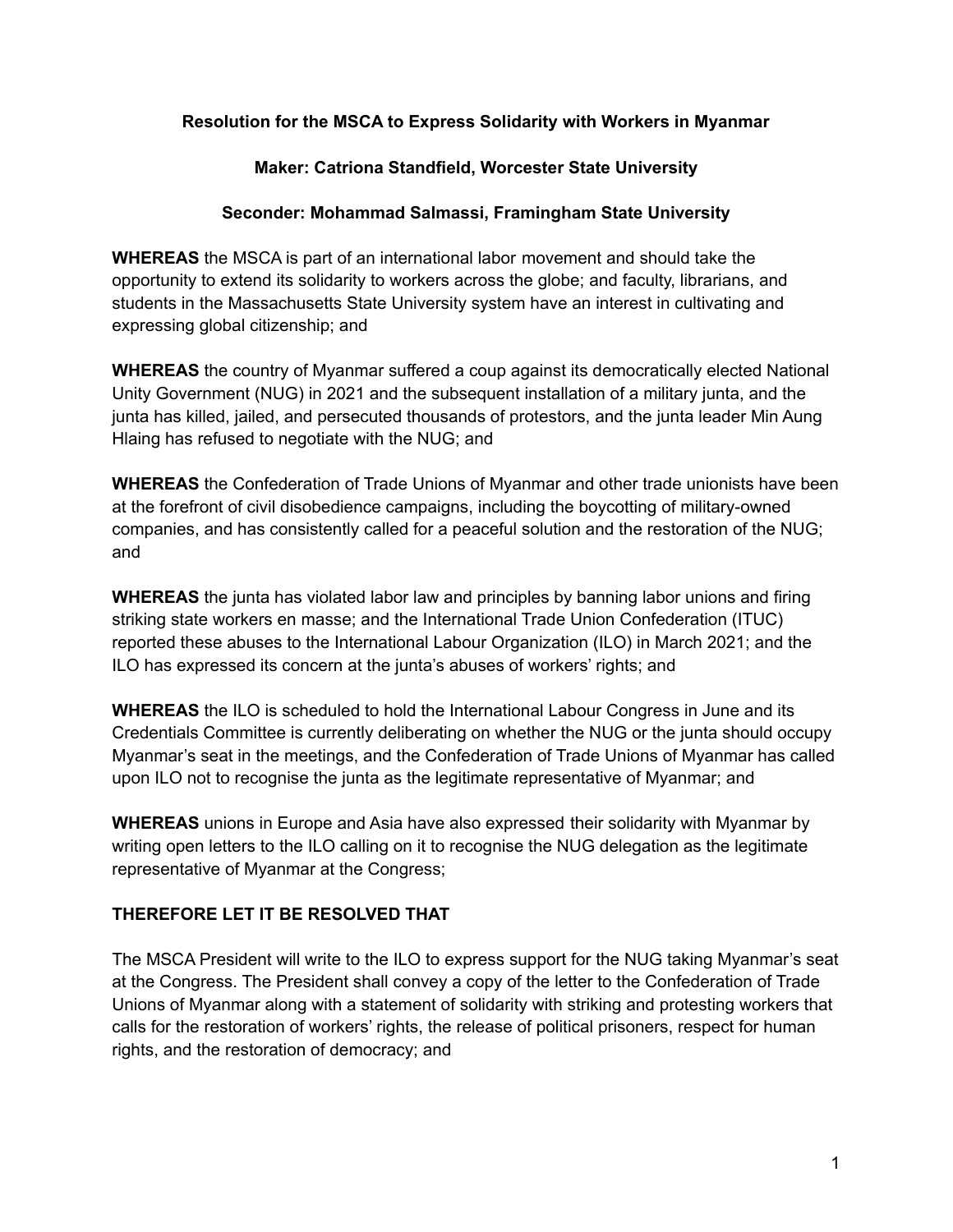**Resolution for the MSCA to Express Solidarity with Workers in Myanmar**

**Maker: Catriona Standfield, Worcester State University**

**Seconder: Mohammad Salmassi, Framingham State University**

**WHEREAS** the MSCA is part of an international labor movement and should take the opportunity to extend its solidarity to workers across the globe; and faculty, librarians, and students in the Massachusetts State University system have an interest in cultivating and expressing global citizenship; and

**WHEREAS** the country of Myanmar suffered a coup against its democratically elected National Unity Government (NUG) in 2021 and the subsequent installation of a military junta, and the junta has killed, jailed, and persecuted thousands of protestors, and the junta leader Min Aung Hlaing has refused to negotiate with the NUG; and

**WHEREAS** the Confederation of Trade Unions of Myanmar and other trade unionists have been at the forefront of civil disobedience campaigns, including the boycotting of military-owned companies, and has consistently called for a peaceful solution and the restoration of the NUG; and

**WHEREAS** the junta has violated labor law and principles by banning labor unions and firing striking state workers en masse; and the International Trade Union Confederation (ITUC) reported these abuses to the International Labour Organization (ILO) in March 2021; and the ILO has expressed its concern at the junta's abuses of workers' rights; and

**WHEREAS** the ILO is scheduled to hold the International Labour Congress in June and its Credentials Committee is currently deliberating on whether the NUG or the junta should occupy Myanmar's seat in the meetings, and the Confederation of Trade Unions of Myanmar has called upon ILO not to recognise the junta as the legitimate representative of Myanmar; and

**WHEREAS** unions in Europe and Asia have also expressed their solidarity with Myanmar by writing open letters to the ILO calling on it to recognise the NUG delegation as the legitimate representative of Myanmar at the Congress;

**THEREFORE LET IT BE RESOLVED THAT**

The MSCA President will write to the ILO to express support for the NUG taking Myanmar's seat at the Congress. The President shall convey a copy of the letter to the Confederation of Trade Unions of Myanmar along with a statement of solidarity with striking and protesting workers that calls for the restoration of workers' rights, the release of political prisoners, respect for human rights, and the restoration of democracy; and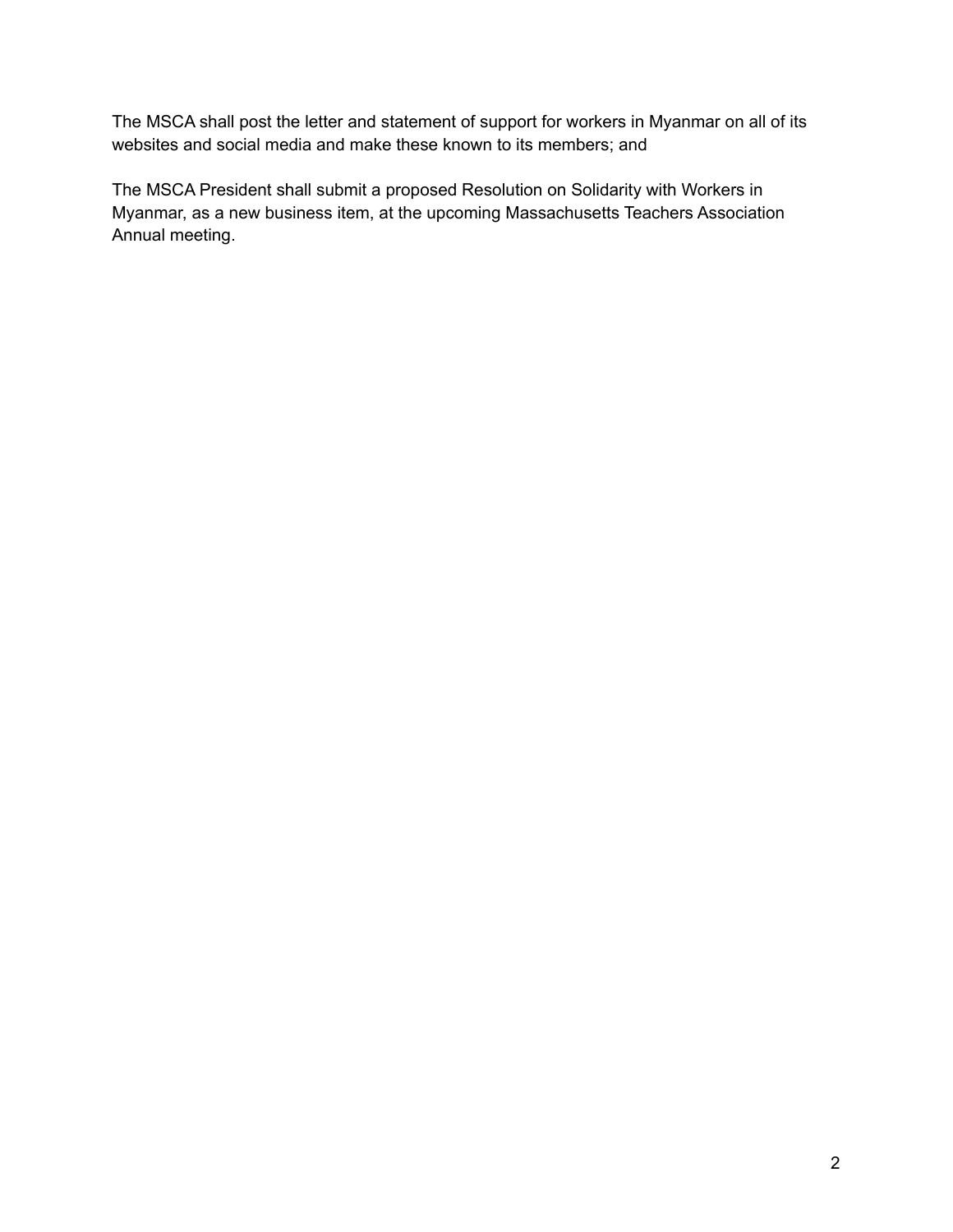The MSCA shall post the letter and statement of support for workers in Myanmar on all of its websites and social media and make these known to its members; and

The MSCA President shall submit a proposed Resolution on Solidarity with Workers in Myanmar, as a new business item, at the upcoming Massachusetts Teachers Association Annual meeting.